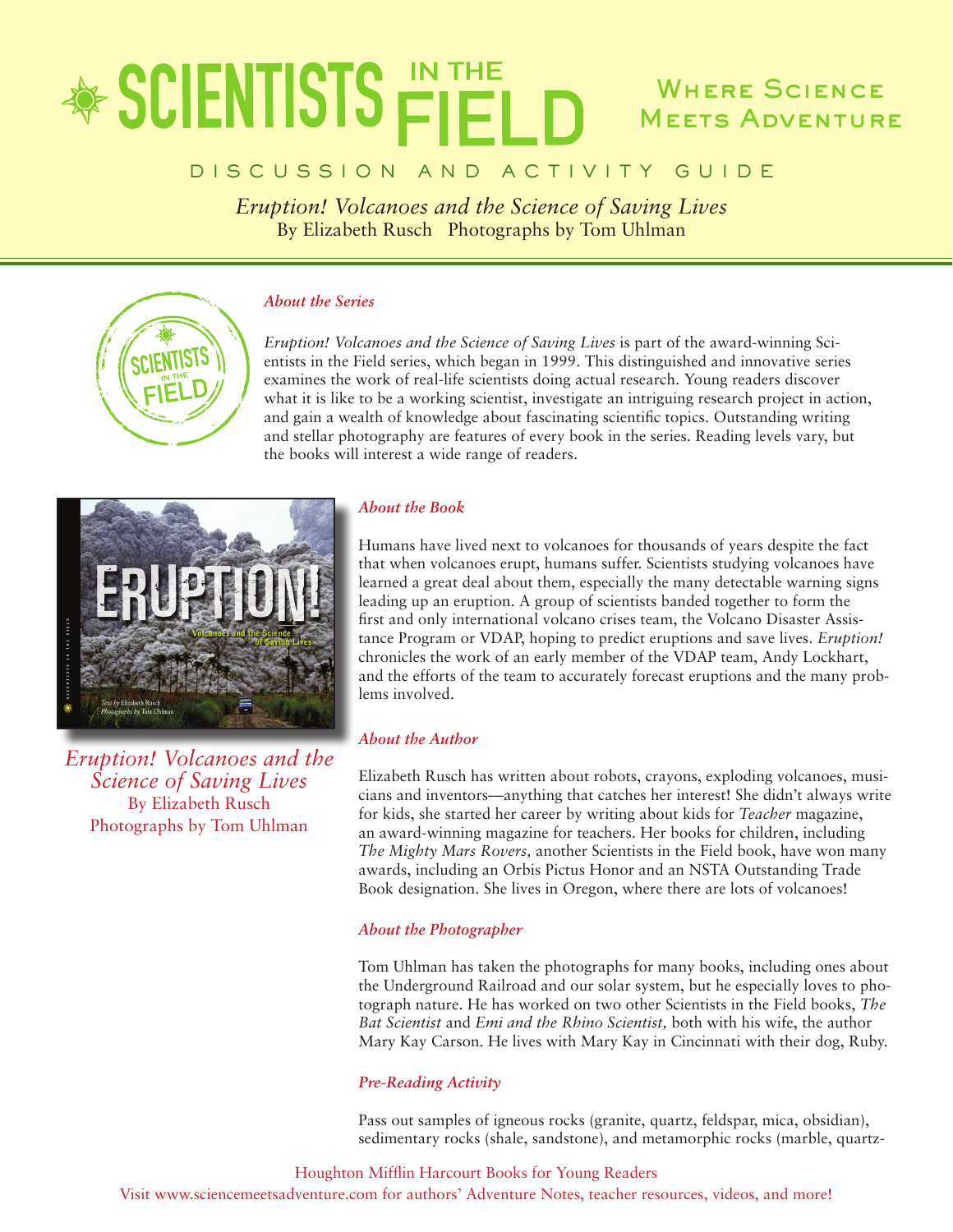# SCIENTISTS IN THE FIELD

## Where Science Meets Adventure

DISCUSSION AND ACTIVITY GUIDE

*Eruption! Volcanoes and the Science of Saving Lives*
By Elizabeth Rusch Photographs by Tom Uhlman

### *About the Series*

*Eruption! Volcanoes and the Science of Saving Lives* is part of the award-winning Scientists in the Field series, which began in 1999. This distinguished and innovative series examines the work of real-life scientists doing actual research. Young readers discover what it is like to be a working scientist, investigate an intriguing research project in action, and gain a wealth of knowledge about fascinating scientific topics. Outstanding writing and stellar photography are features of every book in the series. Reading levels vary, but the books will interest a wide range of readers.

*Eruption! Volcanoes and the Science of Saving Lives*
By Elizabeth Rusch
Photographs by Tom Uhlman

### *About the Book*

Humans have lived next to volcanoes for thousands of years despite the fact that when volcanoes erupt, humans suffer. Scientists studying volcanoes have learned a great deal about them, especially the many detectable warning signs leading up an eruption. A group of scientists banded together to form the first and only international volcano crises team, the Volcano Disaster Assistance Program or VDAP, hoping to predict eruptions and save lives. *Eruption!* chronicles the work of an early member of the VDAP team, Andy Lockhart, and the efforts of the team to accurately forecast eruptions and the many problems involved.

### *About the Author*

Elizabeth Rusch has written about robots, crayons, exploding volcanoes, musicians and inventors—anything that catches her interest! She didn't always write for kids, she started her career by writing about kids for *Teacher* magazine, an award-winning magazine for teachers. Her books for children, including *The Mighty Mars Rovers,* another Scientists in the Field book, have won many awards, including an Orbis Pictus Honor and an NSTA Outstanding Trade Book designation. She lives in Oregon, where there are lots of volcanoes!

### *About the Photographer*

Tom Uhlman has taken the photographs for many books, including ones about the Underground Railroad and our solar system, but he especially loves to photograph nature. He has worked on two other Scientists in the Field books, *The Bat Scientist* and *Emi and the Rhino Scientist,* both with his wife, the author Mary Kay Carson. He lives with Mary Kay in Cincinnati with their dog, Ruby.

### *Pre-Reading Activity*

Pass out samples of igneous rocks (granite, quartz, feldspar, mica, obsidian), sedimentary rocks (shale, sandstone), and metamorphic rocks (marble, quartz-

Houghton Mifflin Harcourt Books for Young Readers
Visit www.sciencemeetsadventure.com for authors' Adventure Notes, teacher resources, videos, and more!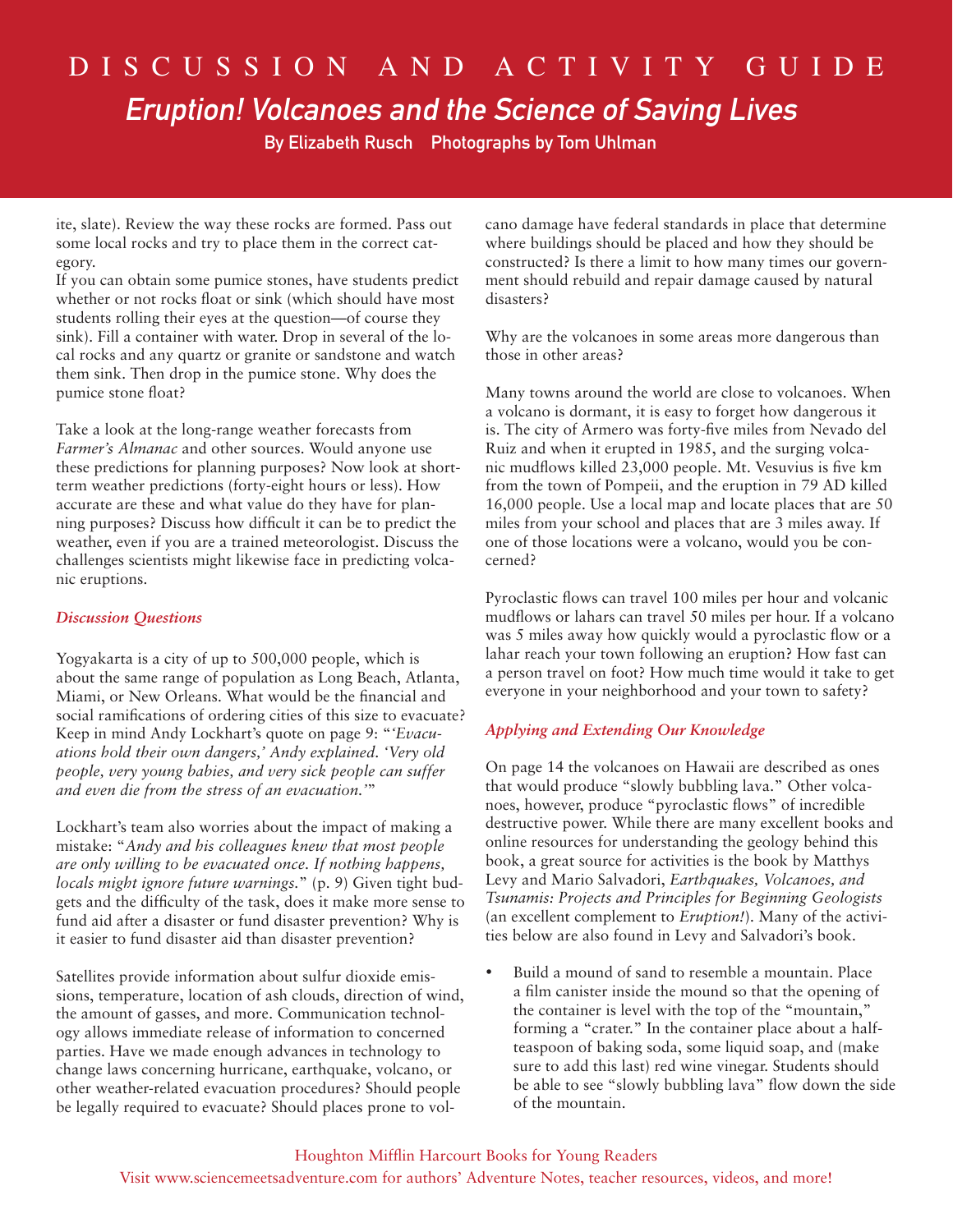ite, slate). Review the way these rocks are formed. Pass out some local rocks and try to place them in the correct category.

If you can obtain some pumice stones, have students predict whether or not rocks float or sink (which should have most students rolling their eyes at the question—of course they sink). Fill a container with water. Drop in several of the local rocks and any quartz or granite or sandstone and watch them sink. Then drop in the pumice stone. Why does the pumice stone float?

Take a look at the long-range weather forecasts from *Farmer's Almanac* and other sources. Would anyone use these predictions for planning purposes? Now look at short-term weather predictions (forty-eight hours or less). How accurate are these and what value do they have for planning purposes? Discuss how difficult it can be to predict the weather, even if you are a trained meteorologist. Discuss the challenges scientists might likewise face in predicting volcanic eruptions.

### *Discussion Questions*

Yogyakarta is a city of up to 500,000 people, which is about the same range of population as Long Beach, Atlanta, Miami, or New Orleans. What would be the financial and social ramifications of ordering cities of this size to evacuate? Keep in mind Andy Lockhart's quote on page 9: "*'Evacuations hold their own dangers,' Andy explained. 'Very old people, very young babies, and very sick people can suffer and even die from the stress of an evacuation.'*"

Lockhart's team also worries about the impact of making a mistake: "*Andy and his colleagues knew that most people are only willing to be evacuated once. If nothing happens, locals might ignore future warnings.*" (p. 9) Given tight budgets and the difficulty of the task, does it make more sense to fund aid after a disaster or fund disaster prevention? Why is it easier to fund disaster aid than disaster prevention?

Satellites provide information about sulfur dioxide emissions, temperature, location of ash clouds, direction of wind, the amount of gasses, and more. Communication technology allows immediate release of information to concerned parties. Have we made enough advances in technology to change laws concerning hurricane, earthquake, volcano, or other weather-related evacuation procedures? Should people be legally required to evacuate? Should places prone to volcano damage have federal standards in place that determine where buildings should be placed and how they should be constructed? Is there a limit to how many times our government should rebuild and repair damage caused by natural disasters?

Why are the volcanoes in some areas more dangerous than those in other areas?

Many towns around the world are close to volcanoes. When a volcano is dormant, it is easy to forget how dangerous it is. The city of Armero was forty-five miles from Nevado del Ruiz and when it erupted in 1985, and the surging volcanic mudflows killed 23,000 people. Mt. Vesuvius is five km from the town of Pompeii, and the eruption in 79 AD killed 16,000 people. Use a local map and locate places that are 50 miles from your school and places that are 3 miles away. If one of those locations were a volcano, would you be concerned?

Pyroclastic flows can travel 100 miles per hour and volcanic mudflows or lahars can travel 50 miles per hour. If a volcano was 5 miles away how quickly would a pyroclastic flow or a lahar reach your town following an eruption? How fast can a person travel on foot? How much time would it take to get everyone in your neighborhood and your town to safety?

### *Applying and Extending Our Knowledge*

On page 14 the volcanoes on Hawaii are described as ones that would produce "slowly bubbling lava." Other volcanoes, however, produce "pyroclastic flows" of incredible destructive power. While there are many excellent books and online resources for understanding the geology behind this book, a great source for activities is the book by Matthys Levy and Mario Salvadori, *Earthquakes, Volcanoes, and Tsunamis: Projects and Principles for Beginning Geologists* (an excellent complement to *Eruption!*). Many of the activities below are also found in Levy and Salvadori's book.

- Build a mound of sand to resemble a mountain. Place a film canister inside the mound so that the opening of the container is level with the top of the "mountain," forming a "crater." In the container place about a half-teaspoon of baking soda, some liquid soap, and (make sure to add this last) red wine vinegar. Students should be able to see "slowly bubbling lava" flow down the side of the mountain.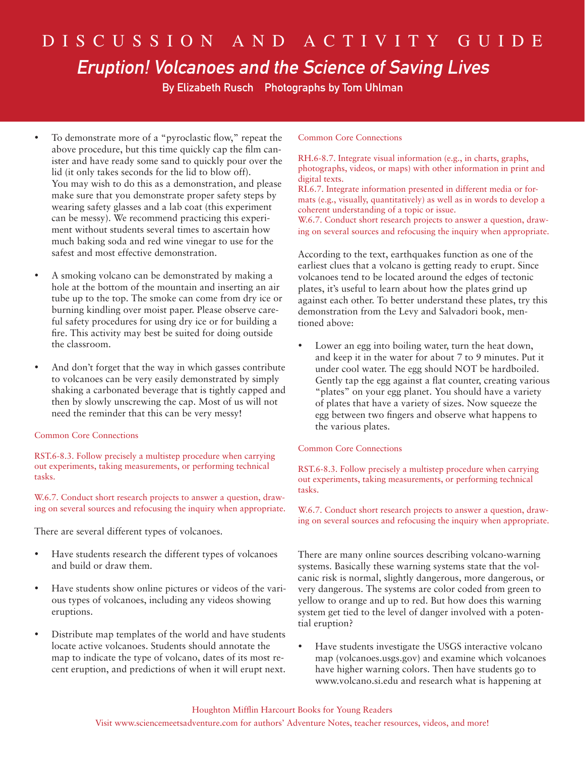# DISCUSSION AND ACTIVITY GUIDE

## *Eruption! Volcanoes and the Science of Saving Lives*

By Elizabeth Rusch  Photographs by Tom Uhlman

- To demonstrate more of a "pyroclastic flow," repeat the above procedure, but this time quickly cap the film canister and have ready some sand to quickly pour over the lid (it only takes seconds for the lid to blow off). You may wish to do this as a demonstration, and please make sure that you demonstrate proper safety steps by wearing safety glasses and a lab coat (this experiment can be messy). We recommend practicing this experiment without students several times to ascertain how much baking soda and red wine vinegar to use for the safest and most effective demonstration.
- A smoking volcano can be demonstrated by making a hole at the bottom of the mountain and inserting an air tube up to the top. The smoke can come from dry ice or burning kindling over moist paper. Please observe careful safety procedures for using dry ice or for building a fire. This activity may best be suited for doing outside the classroom.
- And don't forget that the way in which gasses contribute to volcanoes can be very easily demonstrated by simply shaking a carbonated beverage that is tightly capped and then by slowly unscrewing the cap. Most of us will not need the reminder that this can be very messy!

Common Core Connections

RST.6-8.3. Follow precisely a multistep procedure when carrying out experiments, taking measurements, or performing technical tasks.

W.6.7. Conduct short research projects to answer a question, drawing on several sources and refocusing the inquiry when appropriate.

There are several different types of volcanoes.

- Have students research the different types of volcanoes and build or draw them.
- Have students show online pictures or videos of the various types of volcanoes, including any videos showing eruptions.
- Distribute map templates of the world and have students locate active volcanoes. Students should annotate the map to indicate the type of volcano, dates of its most recent eruption, and predictions of when it will erupt next.

Common Core Connections

RH.6-8.7. Integrate visual information (e.g., in charts, graphs, photographs, videos, or maps) with other information in print and digital texts.
RI.6.7. Integrate information presented in different media or formats (e.g., visually, quantitatively) as well as in words to develop a coherent understanding of a topic or issue.
W.6.7. Conduct short research projects to answer a question, drawing on several sources and refocusing the inquiry when appropriate.

According to the text, earthquakes function as one of the earliest clues that a volcano is getting ready to erupt. Since volcanoes tend to be located around the edges of tectonic plates, it's useful to learn about how the plates grind up against each other. To better understand these plates, try this demonstration from the Levy and Salvadori book, mentioned above:

- Lower an egg into boiling water, turn the heat down, and keep it in the water for about 7 to 9 minutes. Put it under cool water. The egg should NOT be hardboiled. Gently tap the egg against a flat counter, creating various "plates" on your egg planet. You should have a variety of plates that have a variety of sizes. Now squeeze the egg between two fingers and observe what happens to the various plates.

Common Core Connections

RST.6-8.3. Follow precisely a multistep procedure when carrying out experiments, taking measurements, or performing technical tasks.

W.6.7. Conduct short research projects to answer a question, drawing on several sources and refocusing the inquiry when appropriate.

There are many online sources describing volcano-warning systems. Basically these warning systems state that the volcanic risk is normal, slightly dangerous, more dangerous, or very dangerous. The systems are color coded from green to yellow to orange and up to red. But how does this warning system get tied to the level of danger involved with a potential eruption?

- Have students investigate the USGS interactive volcano map (volcanoes.usgs.gov) and examine which volcanoes have higher warning colors. Then have students go to www.volcano.si.edu and research what is happening at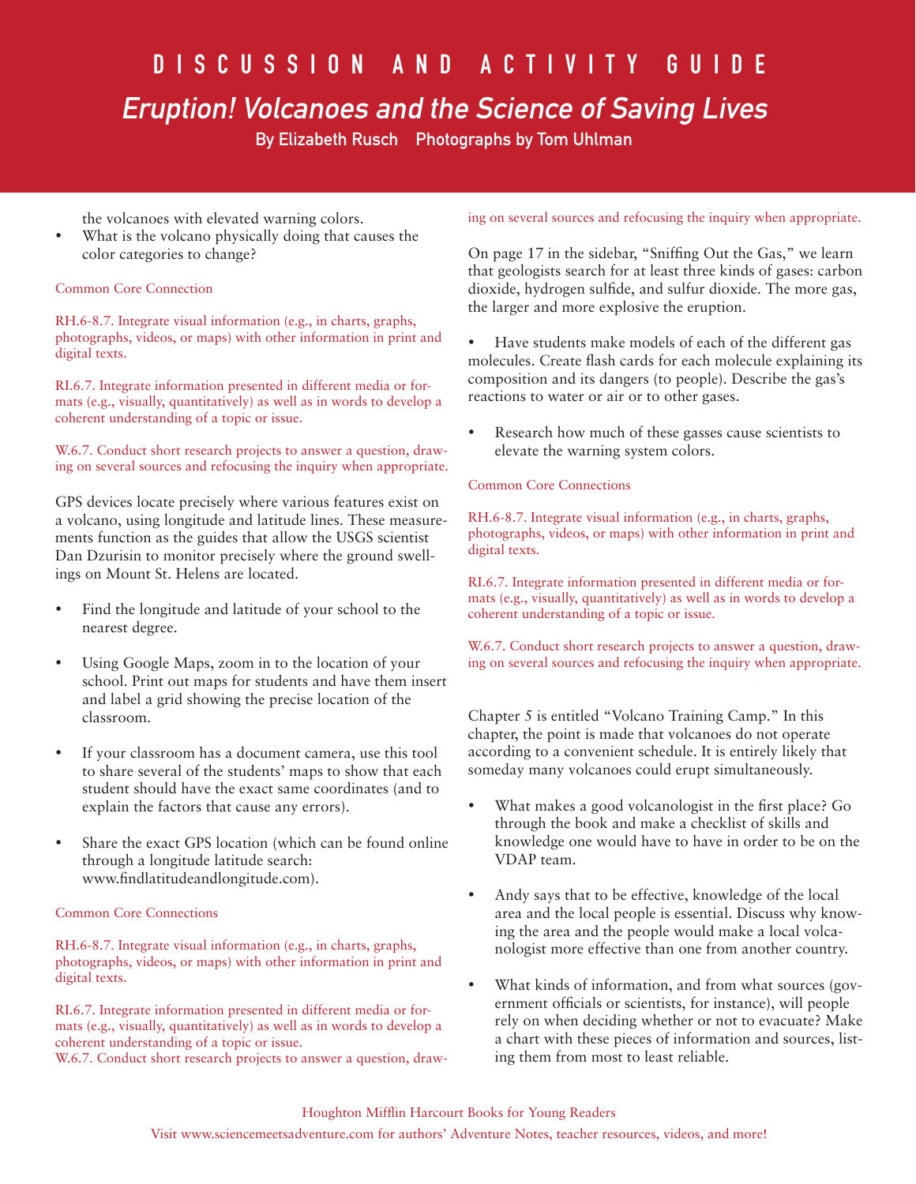the volcanoes with elevated warning colors.

- What is the volcano physically doing that causes the color categories to change?

Common Core Connection

RH.6-8.7. Integrate visual information (e.g., in charts, graphs, photographs, videos, or maps) with other information in print and digital texts.

RI.6.7. Integrate information presented in different media or formats (e.g., visually, quantitatively) as well as in words to develop a coherent understanding of a topic or issue.

W.6.7. Conduct short research projects to answer a question, drawing on several sources and refocusing the inquiry when appropriate.

GPS devices locate precisely where various features exist on a volcano, using longitude and latitude lines. These measurements function as the guides that allow the USGS scientist Dan Dzurisin to monitor precisely where the ground swellings on Mount St. Helens are located.

- Find the longitude and latitude of your school to the nearest degree.
- Using Google Maps, zoom in to the location of your school. Print out maps for students and have them insert and label a grid showing the precise location of the classroom.
- If your classroom has a document camera, use this tool to share several of the students' maps to show that each student should have the exact same coordinates (and to explain the factors that cause any errors).
- Share the exact GPS location (which can be found online through a longitude latitude search: www.findlatitudeandlongitude.com).

Common Core Connections

RH.6-8.7. Integrate visual information (e.g., in charts, graphs, photographs, videos, or maps) with other information in print and digital texts.

RI.6.7. Integrate information presented in different media or formats (e.g., visually, quantitatively) as well as in words to develop a coherent understanding of a topic or issue.
W.6.7. Conduct short research projects to answer a question, drawing on several sources and refocusing the inquiry when appropriate.

On page 17 in the sidebar, "Sniffing Out the Gas," we learn that geologists search for at least three kinds of gases: carbon dioxide, hydrogen sulfide, and sulfur dioxide. The more gas, the larger and more explosive the eruption.

- Have students make models of each of the different gas molecules. Create flash cards for each molecule explaining its composition and its dangers (to people). Describe the gas's reactions to water or air or to other gases.
- Research how much of these gasses cause scientists to elevate the warning system colors.

Common Core Connections

RH.6-8.7. Integrate visual information (e.g., in charts, graphs, photographs, videos, or maps) with other information in print and digital texts.

RI.6.7. Integrate information presented in different media or formats (e.g., visually, quantitatively) as well as in words to develop a coherent understanding of a topic or issue.

W.6.7. Conduct short research projects to answer a question, drawing on several sources and refocusing the inquiry when appropriate.

Chapter 5 is entitled "Volcano Training Camp." In this chapter, the point is made that volcanoes do not operate according to a convenient schedule. It is entirely likely that someday many volcanoes could erupt simultaneously.

- What makes a good volcanologist in the first place? Go through the book and make a checklist of skills and knowledge one would have to have in order to be on the VDAP team.
- Andy says that to be effective, knowledge of the local area and the local people is essential. Discuss why knowing the area and the people would make a local volcanologist more effective than one from another country.
- What kinds of information, and from what sources (government officials or scientists, for instance), will people rely on when deciding whether or not to evacuate? Make a chart with these pieces of information and sources, listing them from most to least reliable.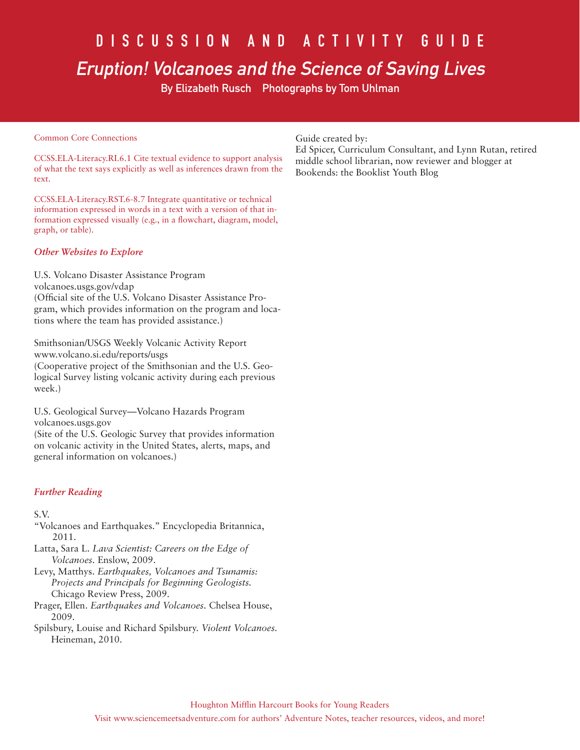# DISCUSSION AND ACTIVITY GUIDE

## *Eruption! Volcanoes and the Science of Saving Lives*

By Elizabeth Rusch Photographs by Tom Uhlman

Common Core Connections

CCSS.ELA-Literacy.RI.6.1 Cite textual evidence to support analysis of what the text says explicitly as well as inferences drawn from the text.

CCSS.ELA-Literacy.RST.6-8.7 Integrate quantitative or technical information expressed in words in a text with a version of that information expressed visually (e.g., in a flowchart, diagram, model, graph, or table).

### *Other Websites to Explore*

U.S. Volcano Disaster Assistance Program
volcanoes.usgs.gov/vdap
(Official site of the U.S. Volcano Disaster Assistance Program, which provides information on the program and locations where the team has provided assistance.)

Smithsonian/USGS Weekly Volcanic Activity Report
www.volcano.si.edu/reports/usgs
(Cooperative project of the Smithsonian and the U.S. Geological Survey listing volcanic activity during each previous week.)

U.S. Geological Survey—Volcano Hazards Program
volcanoes.usgs.gov
(Site of the U.S. Geologic Survey that provides information on volcanic activity in the United States, alerts, maps, and general information on volcanoes.)

### *Further Reading*

S.V.
"Volcanoes and Earthquakes." Encyclopedia Britannica, 2011.

Latta, Sara L. *Lava Scientist: Careers on the Edge of Volcanoes.* Enslow, 2009.

Levy, Matthys. *Earthquakes, Volcanoes and Tsunamis: Projects and Principals for Beginning Geologists.* Chicago Review Press, 2009.

Prager, Ellen. *Earthquakes and Volcanoes.* Chelsea House, 2009.

Spilsbury, Louise and Richard Spilsbury. *Violent Volcanoes.* Heineman, 2010.

Guide created by:
Ed Spicer, Curriculum Consultant, and Lynn Rutan, retired middle school librarian, now reviewer and blogger at Bookends: the Booklist Youth Blog

Houghton Mifflin Harcourt Books for Young Readers

Visit www.sciencemeetsadventure.com for authors' Adventure Notes, teacher resources, videos, and more!